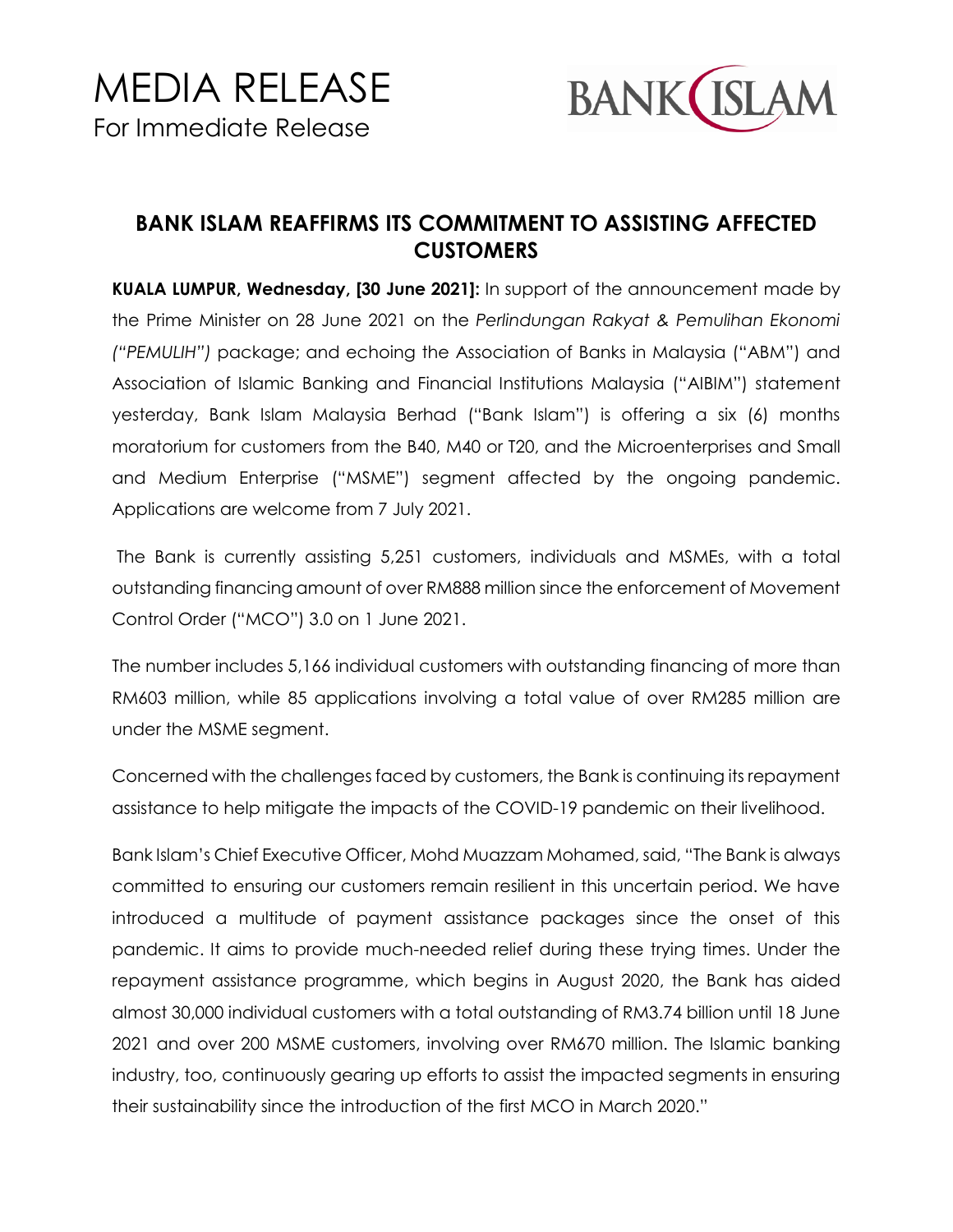# MEDIA RELEASE

For Immediate Release

## BANK ISLAM REAFFIRMS ITS COMMITMENT TO ASSISTING AFFECTED CUSTOMERS

**KUALA LUMPUR, Wednesday, [30 June 2021]:** In support of the announcement made by the Prime Minister on 28 June 2021 on the *Perlindungan Rakyat & Pemulihan Ekonomi ("PEMULIH")* package; and echoing the Association of Banks in Malaysia ("ABM") and Association of Islamic Banking and Financial Institutions Malaysia ("AIBIM") statement yesterday, Bank Islam Malaysia Berhad ("Bank Islam") is offering a six (6) months moratorium for customers from the B40, M40 or T20, and the Microenterprises and Small and Medium Enterprise ("MSME") segment affected by the ongoing pandemic. Applications are welcome from 7 July 2021.

The Bank is currently assisting 5,251 customers, individuals and MSMEs, with a total outstanding financing amount of over RM888 million since the enforcement of Movement Control Order ("MCO") 3.0 on 1 June 2021.

The number includes 5,166 individual customers with outstanding financing of more than RM603 million, while 85 applications involving a total value of over RM285 million are under the MSME segment.

Concerned with the challenges faced by customers, the Bank is continuing its repayment assistance to help mitigate the impacts of the COVID-19 pandemic on their livelihood.

Bank Islam's Chief Executive Officer, Mohd Muazzam Mohamed, said, "The Bank is always committed to ensuring our customers remain resilient in this uncertain period. We have introduced a multitude of payment assistance packages since the onset of this pandemic. It aims to provide much-needed relief during these trying times. Under the repayment assistance programme, which begins in August 2020, the Bank has aided almost 30,000 individual customers with a total outstanding of RM3.74 billion until 18 June 2021 and over 200 MSME customers, involving over RM670 million. The Islamic banking industry, too, continuously gearing up efforts to assist the impacted segments in ensuring their sustainability since the introduction of the first MCO in March 2020."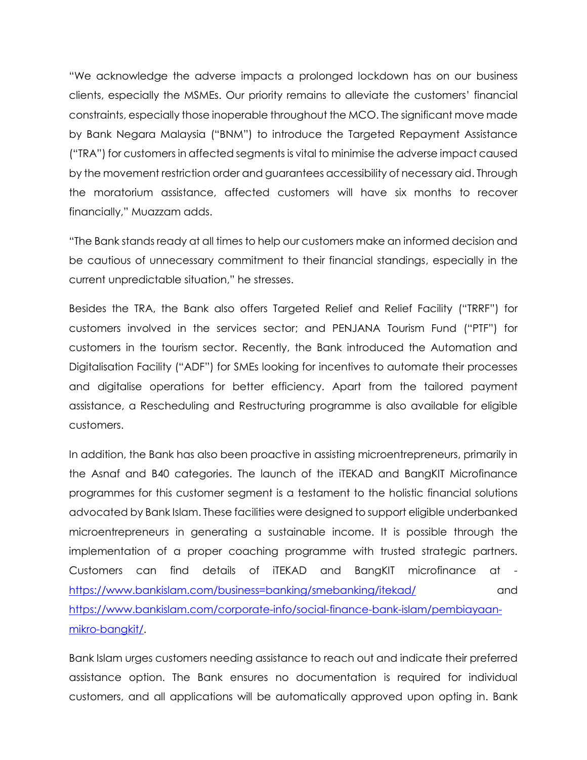"We acknowledge the adverse impacts a prolonged lockdown has on our business clients, especially the MSMEs. Our priority remains to alleviate the customers' financial constraints, especially those inoperable throughout the MCO. The significant move made by Bank Negara Malaysia ("BNM") to introduce the Targeted Repayment Assistance ("TRA") for customers in affected segments is vital to minimise the adverse impact caused by the movement restriction order and guarantees accessibility of necessary aid. Through the moratorium assistance, affected customers will have six months to recover financially," Muazzam adds.

"The Bank stands ready at all times to help our customers make an informed decision and be cautious of unnecessary commitment to their financial standings, especially in the current unpredictable situation," he stresses.

Besides the TRA, the Bank also offers Targeted Relief and Relief Facility ("TRRF") for customers involved in the services sector; and PENJANA Tourism Fund ("PTF") for customers in the tourism sector. Recently, the Bank introduced the Automation and Digitalisation Facility ("ADF") for SMEs looking for incentives to automate their processes and digitalise operations for better efficiency. Apart from the tailored payment assistance, a Rescheduling and Restructuring programme is also available for eligible customers.

In addition, the Bank has also been proactive in assisting microentrepreneurs, primarily in the Asnaf and B40 categories. The launch of the iTEKAD and BangKIT Microfinance programmes for this customer segment is a testament to the holistic financial solutions advocated by Bank Islam. These facilities were designed to support eligible underbanked microentrepreneurs in generating a sustainable income. It is possible through the implementation of a proper coaching programme with trusted strategic partners. Customers can find details of iTEKAD and BangKIT microfinance at - https://www.bankislam.com/business=banking/smebanking/itekad/ and https://www.bankislam.com/corporate-info/social-finance-bank-islam/pembiayaan-mikro-bangkit/.

Bank Islam urges customers needing assistance to reach out and indicate their preferred assistance option. The Bank ensures no documentation is required for individual customers, and all applications will be automatically approved upon opting in. Bank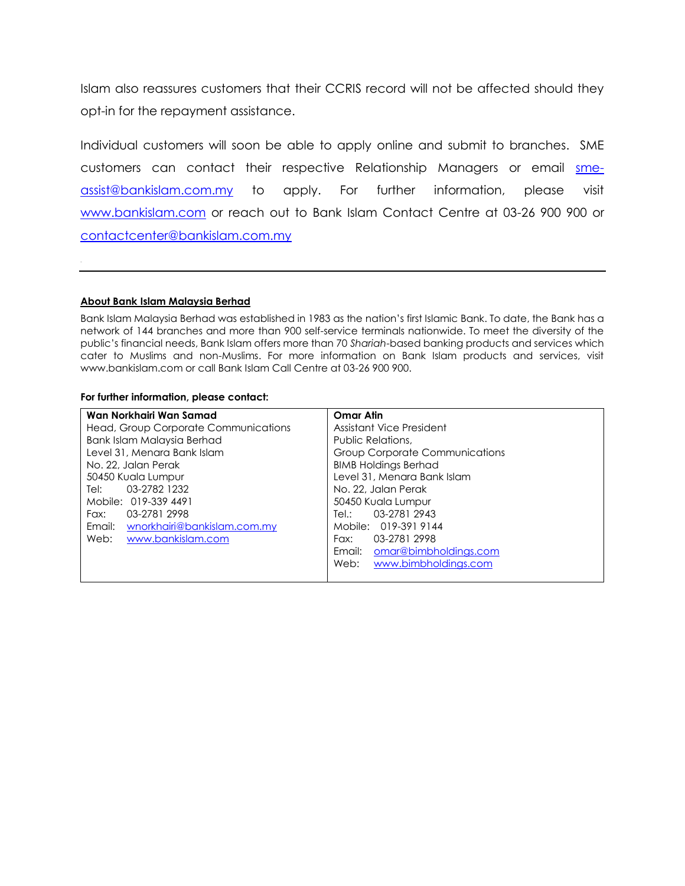Islam also reassures customers that their CCRIS record will not be affected should they opt-in for the repayment assistance.

Individual customers will soon be able to apply online and submit to branches. SME customers can contact their respective Relationship Managers or email sme-assist@bankislam.com.my to apply. For further information, please visit www.bankislam.com or reach out to Bank Islam Contact Centre at 03-26 900 900 or contactcenter@bankislam.com.my

---

**About Bank Islam Malaysia Berhad**

Bank Islam Malaysia Berhad was established in 1983 as the nation's first Islamic Bank. To date, the Bank has a network of 144 branches and more than 900 self-service terminals nationwide. To meet the diversity of the public's financial needs, Bank Islam offers more than 70 *Shariah*-based banking products and services which cater to Muslims and non-Muslims. For more information on Bank Islam products and services, visit www.bankislam.com or call Bank Islam Call Centre at 03-26 900 900.

**For further information, please contact:**

| | |
|---|---|
| **Wan Norkhairi Wan Samad**<br>Head, Group Corporate Communications<br>Bank Islam Malaysia Berhad<br>Level 31, Menara Bank Islam<br>No. 22, Jalan Perak<br>50450 Kuala Lumpur<br>Tel: 03-2782 1232<br>Mobile: 019-339 4491<br>Fax: 03-2781 2998<br>Email: wnorkhairi@bankislam.com.my<br>Web: www.bankislam.com | **Omar Atin**<br>Assistant Vice President<br>Public Relations,<br>Group Corporate Communications<br>BIMB Holdings Berhad<br>Level 31, Menara Bank Islam<br>No. 22, Jalan Perak<br>50450 Kuala Lumpur<br>Tel.: 03-2781 2943<br>Mobile: 019-391 9144<br>Fax: 03-2781 2998<br>Email: omar@bimbholdings.com<br>Web: www.bimbholdings.com |